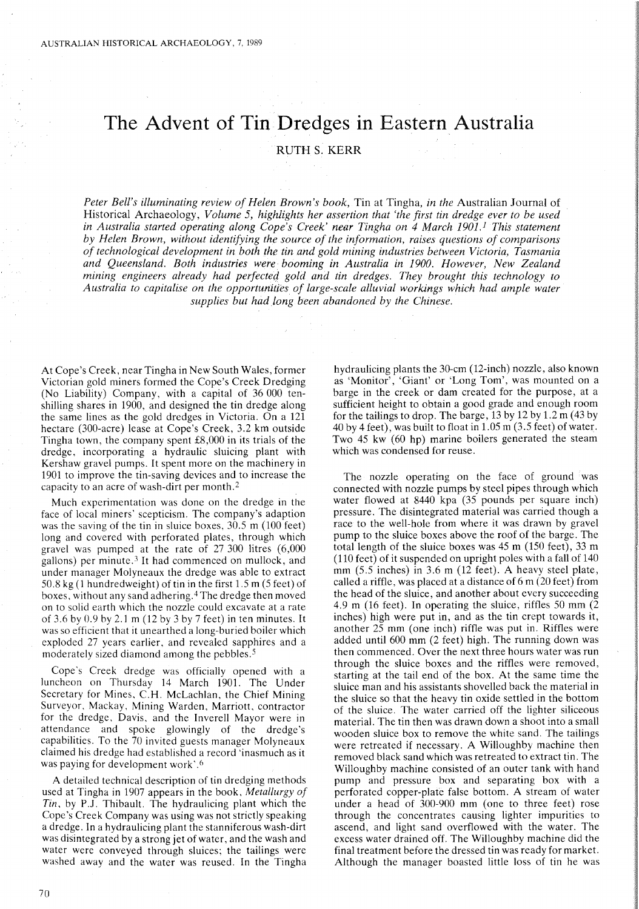# The Advent of Tin Dredges in Eastern Australia

RUTH S. KERR

*Peter Bell's illuminating review of Helen Brown's book,* Tin at Tingha, *in the* Australian Journal of Historical Archaeology, *Volume 5, highlights her assertion that 'the first tin dredge ever to be used in Australia started operating along Cope's Creek' near Tingha on 4 March 1901.*[1] *This statement by Helen Brown, without identifying the source of the information, raises questions of comparisons of technological development in both the tin and gold mining industries between Victoria, Tasmania and Queensland. Both industries were booming in Australia in 1900. However, New Zealand mining engineers already had perfected gold and tin dredges. They brought this technology to Australia to capitalise on the opportunities of large-scale alluvial workings which had ample water supplies but had long been abandoned by the Chinese.*

At Cope's Creek, near Tingha in New South Wales, former Victorian gold miners formed the Cope's Creek Dredging (No Liability) Company, with a capital of 36 000 ten-shilling shares in 1900, and designed the tin dredge along the same lines as the gold dredges in Victoria. On a 121 hectare (300-acre) lease at Cope's Creek, 3.2 km outside Tingha town, the company spent £8,000 in its trials of the dredge, incorporating a hydraulic sluicing plant with Kershaw gravel pumps. It spent more on the machinery in 1901 to improve the tin-saving devices and to increase the capacity to an acre of wash-dirt per month.[2]

Much experimentation was done on the dredge in the face of local miners' scepticism. The company's adaption was the saving of the tin in sluice boxes, 30.5 m (100 feet) long and covered with perforated plates, through which gravel was pumped at the rate of 27 300 litres (6,000 gallons) per minute.[3] It had commenced on mullock, and under manager Molyneaux the dredge was able to extract 50.8 kg (1 hundredweight) of tin in the first 1.5 m (5 feet) of boxes, without any sand adhering.[4] The dredge then moved on to solid earth which the nozzle could excavate at a rate of 3.6 by 0.9 by 2.1 m (12 by 3 by 7 feet) in ten minutes. It was so efficient that it unearthed a long-buried boiler which exploded 27 years earlier, and revealed sapphires and a moderately sized diamond among the pebbles.[5]

Cope's Creek dredge was officially opened with a luncheon on Thursday 14 March 1901. The Under Secretary for Mines, C.H. McLachlan, the Chief Mining Surveyor, Mackay, Mining Warden, Marriott, contractor for the dredge, Davis, and the Inverell Mayor were in attendance and spoke glowingly of the dredge's capabilities. To the 70 invited guests manager Molyneaux claimed his dredge had established a record 'inasmuch as it was paying for development work'.[6]

A detailed technical description of tin dredging methods used at Tingha in 1907 appears in the book, *Metallurgy of Tin*, by P.J. Thibault. The hydraulicing plant which the Cope's Creek Company was using was not strictly speaking a dredge. In a hydraulicing plant the stanniferous wash-dirt was disintegrated by a strong jet of water, and the wash and water were conveyed through sluices; the tailings were washed away and the water was reused. In the Tingha hydraulicing plants the 30-cm (12-inch) nozzle, also known as 'Monitor', 'Giant' or 'Long Tom', was mounted on a barge in the creek or dam created for the purpose, at a sufficient height to obtain a good grade and enough room for the tailings to drop. The barge, 13 by 12 by 1.2 m (43 by 40 by 4 feet), was built to float in 1.05 m (3.5 feet) of water. Two 45 kw (60 hp) marine boilers generated the steam which was condensed for reuse.

The nozzle operating on the face of ground was connected with nozzle pumps by steel pipes through which water flowed at 8440 kpa (35 pounds per square inch) pressure. The disintegrated material was carried though a race to the well-hole from where it was drawn by gravel pump to the sluice boxes above the roof of the barge. The total length of the sluice boxes was 45 m (150 feet), 33 m (110 feet) of it suspended on upright poles with a fall of 140 mm (5.5 inches) in 3.6 m (12 feet). A heavy steel plate, called a riffle, was placed at a distance of 6 m (20 feet) from the head of the sluice, and another about every succeeding 4.9 m (16 feet). In operating the sluice, riffles 50 mm (2 inches) high were put in, and as the tin crept towards it, another 25 mm (one inch) riffle was put in. Riffles were added until 600 mm (2 feet) high. The running down was then commenced. Over the next three hours water was run through the sluice boxes and the riffles were removed, starting at the tail end of the box. At the same time the sluice man and his assistants shovelled back the material in the sluice so that the heavy tin oxide settled in the bottom of the sluice. The water carried off the lighter siliceous material. The tin then was drawn down a shoot into a small wooden sluice box to remove the white sand. The tailings were retreated if necessary. A Willoughby machine then removed black sand which was retreated to extract tin. The Willoughby machine consisted of an outer tank with hand pump and pressure box and separating box with a perforated copper-plate false bottom. A stream of water under a head of 300-900 mm (one to three feet) rose through the concentrates causing lighter impurities to ascend, and light sand overflowed with the water. The excess water drained off. The Willoughby machine did the final treatment before the dressed tin was ready for market. Although the manager boasted little loss of tin he was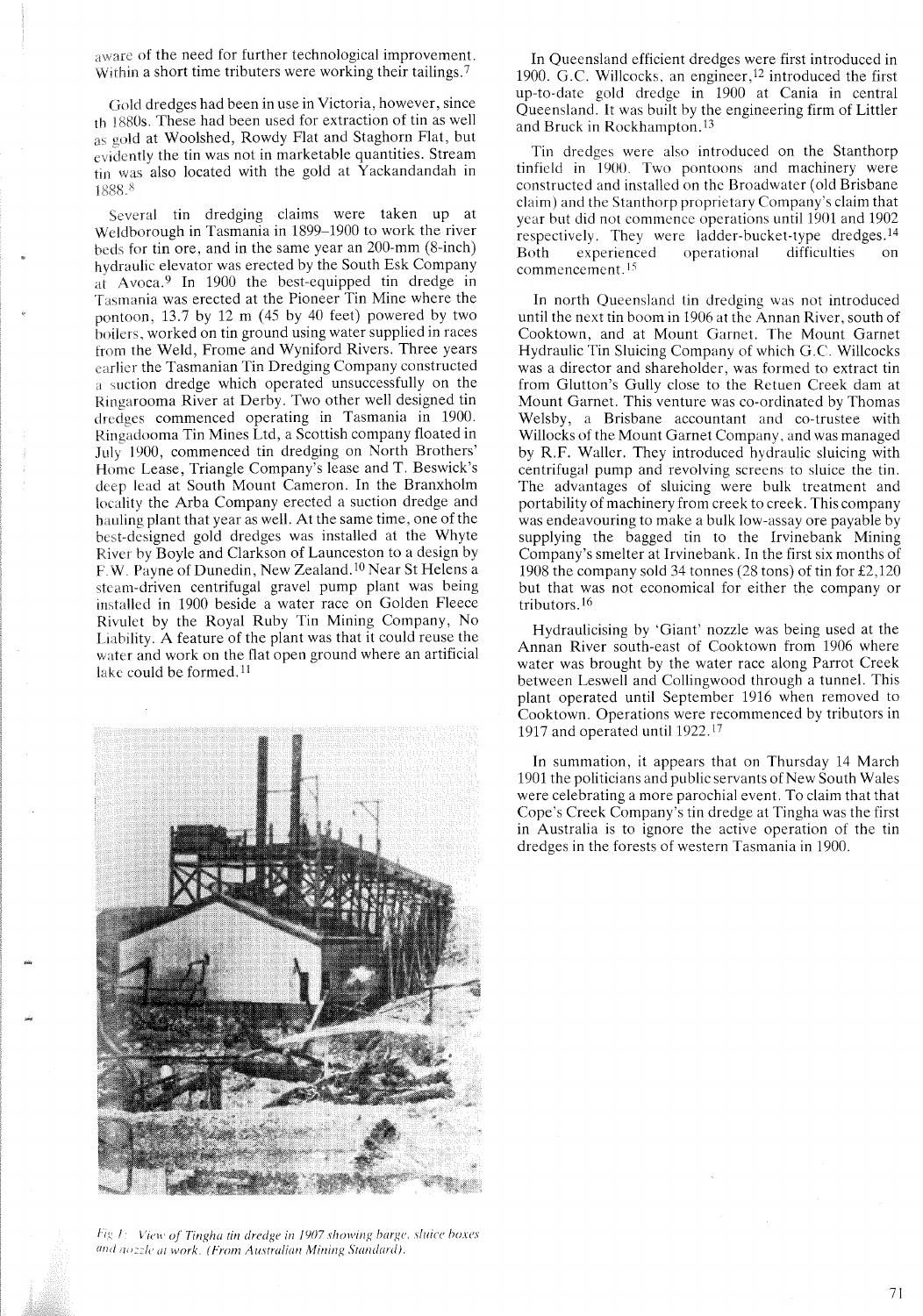aware of the need for further technological improvement. Within a short time tributers were working their tailings.[7]

Gold dredges had been in use in Victoria, however, since th 1880s. These had been used for extraction of tin as well as gold at Woolshed, Rowdy Flat and Staghorn Flat, but evidently the tin was not in marketable quantities. Stream tin was also located with the gold at Yackandandah in 1888.[8]

Several tin dredging claims were taken up at Weldborough in Tasmania in 1899–1900 to work the river beds for tin ore, and in the same year an 200-mm (8-inch) hydraulic elevator was erected by the South Esk Company at Avoca.[9] In 1900 the best-equipped tin dredge in Tasmania was erected at the Pioneer Tin Mine where the pontoon, 13.7 by 12 m (45 by 40 feet) powered by two boilers, worked on tin ground using water supplied in races from the Weld, Frome and Wyniford Rivers. Three years earlier the Tasmanian Tin Dredging Company constructed a suction dredge which operated unsuccessfully on the Ringarooma River at Derby. Two other well designed tin dredges commenced operating in Tasmania in 1900. Ringadooma Tin Mines Ltd, a Scottish company floated in July 1900, commenced tin dredging on North Brothers' Home Lease, Triangle Company's lease and T. Beswick's deep lead at South Mount Cameron. In the Branxholm locality the Arba Company erected a suction dredge and hauling plant that year as well. At the same time, one of the best-designed gold dredges was installed at the Whyte River by Boyle and Clarkson of Launceston to a design by F.W. Payne of Dunedin, New Zealand.[10] Near St Helens a steam-driven centrifugal gravel pump plant was being installed in 1900 beside a water race on Golden Fleece Rivulet by the Royal Ruby Tin Mining Company, No Liability. A feature of the plant was that it could reuse the water and work on the flat open ground where an artificial lake could be formed.[11]

*Fig 1: View of Tingha tin dredge in 1907 showing barge, sluice boxes and nozzle at work. (From Australian Mining Standard).*

In Queensland efficient dredges were first introduced in 1900. G.C. Willcocks, an engineer,[12] introduced the first up-to-date gold dredge in 1900 at Cania in central Queensland. It was built by the engineering firm of Littler and Bruck in Rockhampton.[13]

Tin dredges were also introduced on the Stanthorp tinfield in 1900. Two pontoons and machinery were constructed and installed on the Broadwater (old Brisbane claim) and the Stanthorp proprietary Company's claim that year but did not commence operations until 1901 and 1902 respectively. They were ladder-bucket-type dredges.[14] Both experienced operational difficulties on commencement.[15]

In north Queensland tin dredging was not introduced until the next tin boom in 1906 at the Annan River, south of Cooktown, and at Mount Garnet. The Mount Garnet Hydraulic Tin Sluicing Company of which G.C. Willcocks was a director and shareholder, was formed to extract tin from Glutton's Gully close to the Retuen Creek dam at Mount Garnet. This venture was co-ordinated by Thomas Welsby, a Brisbane accountant and co-trustee with Willocks of the Mount Garnet Company, and was managed by R.F. Waller. They introduced hydraulic sluicing with centrifugal pump and revolving screens to sluice the tin. The advantages of sluicing were bulk treatment and portability of machinery from creek to creek. This company was endeavouring to make a bulk low-assay ore payable by supplying the bagged tin to the Irvinebank Mining Company's smelter at Irvinebank. In the first six months of 1908 the company sold 34 tonnes (28 tons) of tin for £2,120 but that was not economical for either the company or tributors.[16]

Hydraulicising by 'Giant' nozzle was being used at the Annan River south-east of Cooktown from 1906 where water was brought by the water race along Parrot Creek between Leswell and Collingwood through a tunnel. This plant operated until September 1916 when removed to Cooktown. Operations were recommenced by tributors in 1917 and operated until 1922.[17]

In summation, it appears that on Thursday 14 March 1901 the politicians and public servants of New South Wales were celebrating a more parochial event. To claim that that Cope's Creek Company's tin dredge at Tingha was the first in Australia is to ignore the active operation of the tin dredges in the forests of western Tasmania in 1900.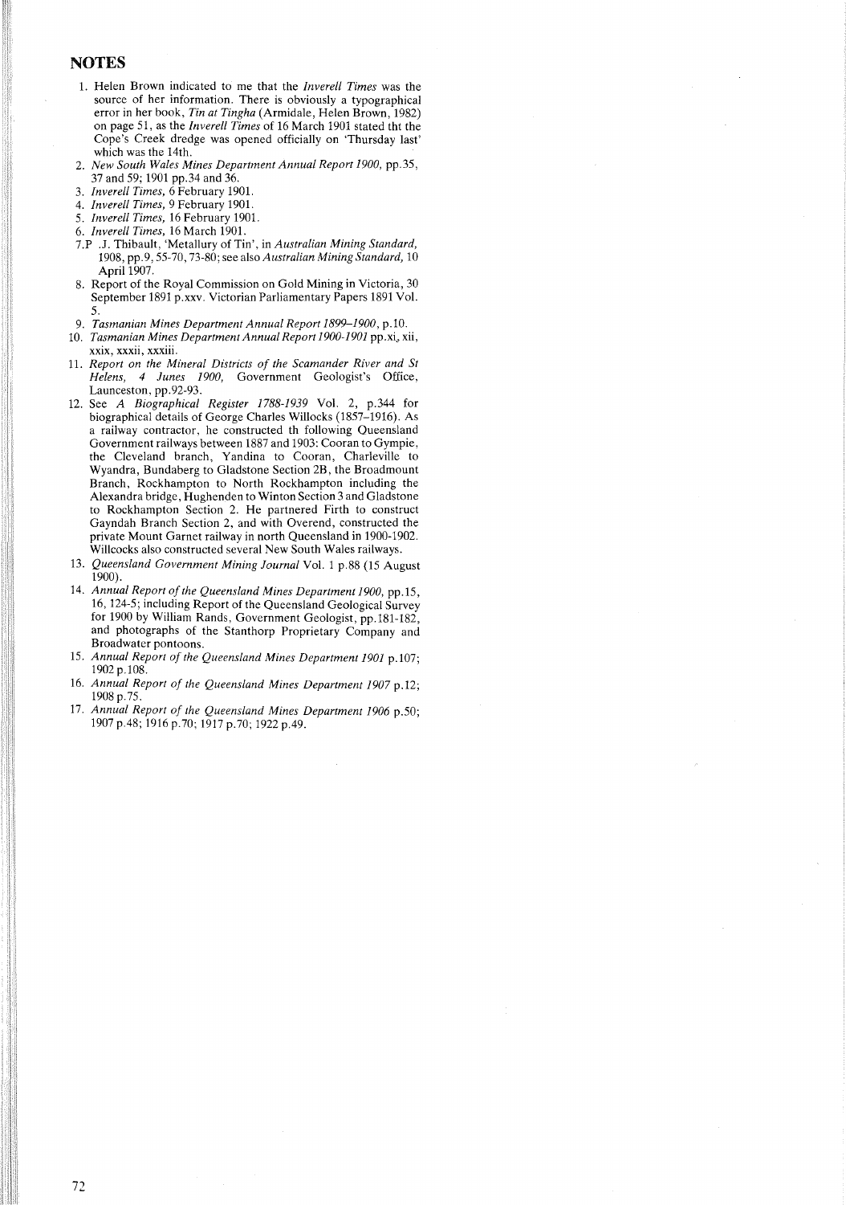## NOTES

1. Helen Brown indicated to me that the *Inverell Times* was the source of her information. There is obviously a typographical error in her book, *Tin at Tingha* (Armidale, Helen Brown, 1982) on page 51, as the *Inverell Times* of 16 March 1901 stated tht the Cope's Creek dredge was opened officially on 'Thursday last' which was the 14th.
2. *New South Wales Mines Department Annual Report 1900*, pp.35, 37 and 59; 1901 pp.34 and 36.
3. *Inverell Times*, 6 February 1901.
4. *Inverell Times*, 9 February 1901.
5. *Inverell Times*, 16 February 1901.
6. *Inverell Times*, 16 March 1901.
7. P .J. Thibault, 'Metallury of Tin', in *Australian Mining Standard*, 1908, pp.9, 55-70, 73-80; see also *Australian Mining Standard*, 10 April 1907.
8. Report of the Royal Commission on Gold Mining in Victoria, 30 September 1891 p.xxv. Victorian Parliamentary Papers 1891 Vol. 5.
9. *Tasmanian Mines Department Annual Report 1899–1900*, p.10.
10. *Tasmanian Mines Department Annual Report 1900-1901* pp.xi, xii, xxix, xxxii, xxxiii.
11. *Report on the Mineral Districts of the Scamander River and St Helens, 4 Junes 1900*, Government Geologist's Office, Launceston, pp.92-93.
12. See *A Biographical Register 1788-1939* Vol. 2, p.344 for biographical details of George Charles Willocks (1857–1916). As a railway contractor, he constructed th following Queensland Government railways between 1887 and 1903: Cooran to Gympie, the Cleveland branch, Yandina to Cooran, Charleville to Wyandra, Bundaberg to Gladstone Section 2B, the Broadmount Branch, Rockhampton to North Rockhampton including the Alexandra bridge, Hughenden to Winton Section 3 and Gladstone to Rockhampton Section 2. He partnered Firth to construct Gayndah Branch Section 2, and with Overend, constructed the private Mount Garnet railway in north Queensland in 1900-1902. Willcocks also constructed several New South Wales railways.
13. *Queensland Government Mining Journal* Vol. 1 p.88 (15 August 1900).
14. *Annual Report of the Queensland Mines Department 1900*, pp.15, 16, 124-5; including Report of the Queensland Geological Survey for 1900 by William Rands, Government Geologist, pp.181-182, and photographs of the Stanthorp Proprietary Company and Broadwater pontoons.
15. *Annual Report of the Queensland Mines Department 1901* p.107; 1902 p.108.
16. *Annual Report of the Queensland Mines Department 1907* p.12; 1908 p.75.
17. *Annual Report of the Queensland Mines Department 1906* p.50; 1907 p.48; 1916 p.70; 1917 p.70; 1922 p.49.